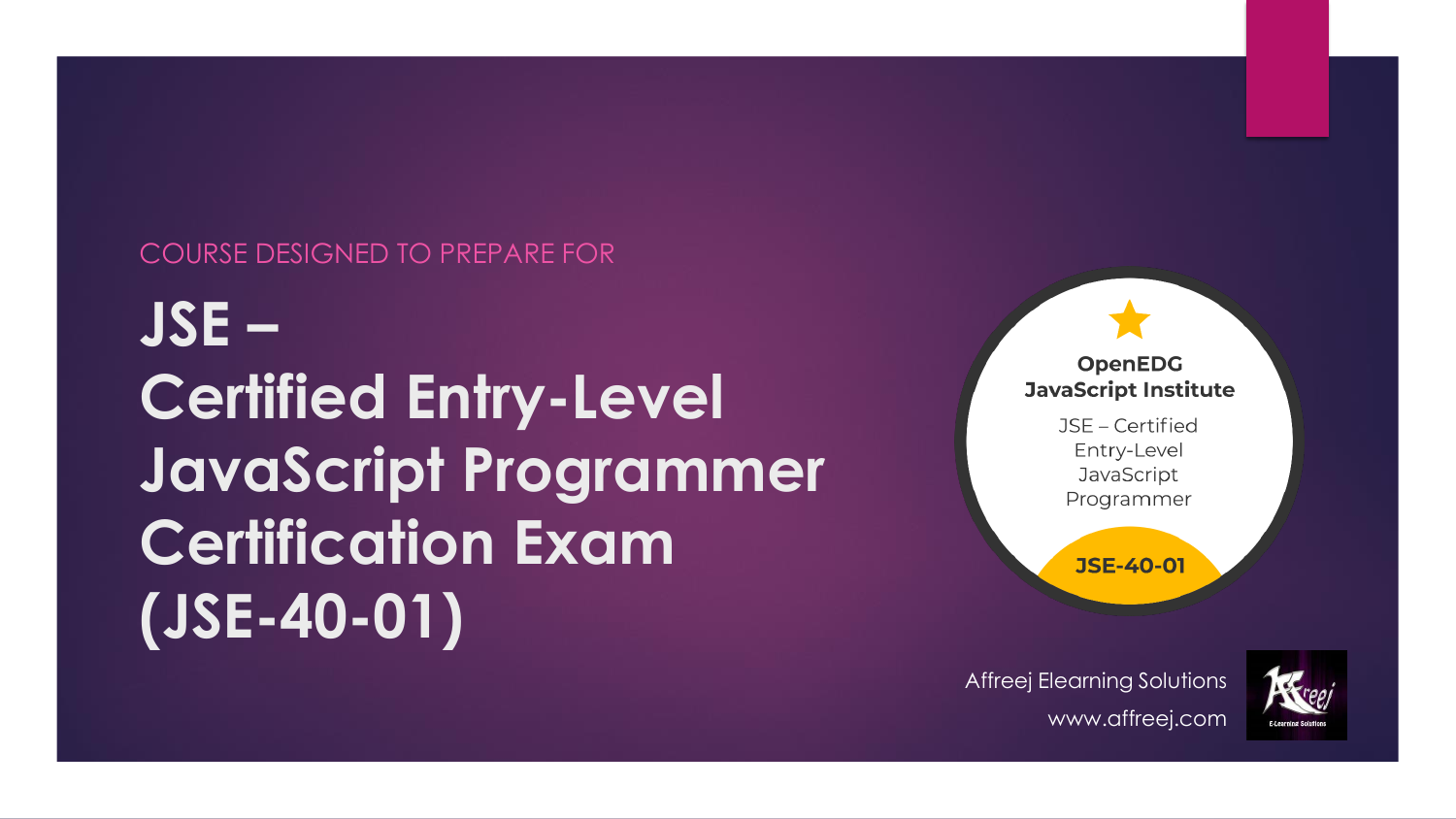COURSE DESIGNED TO PREPARE FOR

# JSE – Certified Entry-Level JavaScript Programmer Certification Exam (JSE-40-01)

**OpenEDG JavaScript Institute**

JSE – Certified Entry-Level JavaScript Programmer

**JSE-40-01**

Affreej Elearning Solutions

www.affreej.com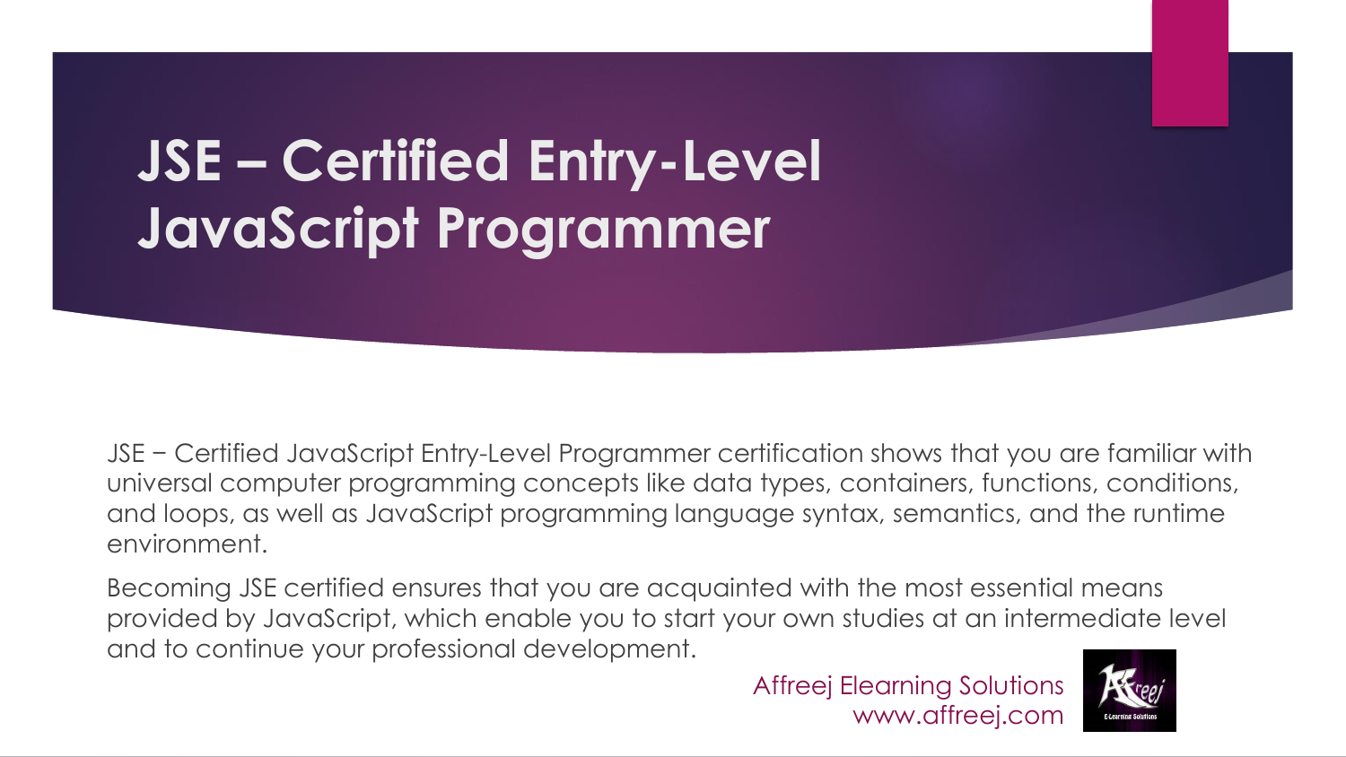# JSE – Certified Entry-Level JavaScript Programmer

JSE − Certified JavaScript Entry-Level Programmer certification shows that you are familiar with universal computer programming concepts like data types, containers, functions, conditions, and loops, as well as JavaScript programming language syntax, semantics, and the runtime environment.

Becoming JSE certified ensures that you are acquainted with the most essential means provided by JavaScript, which enable you to start your own studies at an intermediate level and to continue your professional development.

Affreej Elearning Solutions
www.affreej.com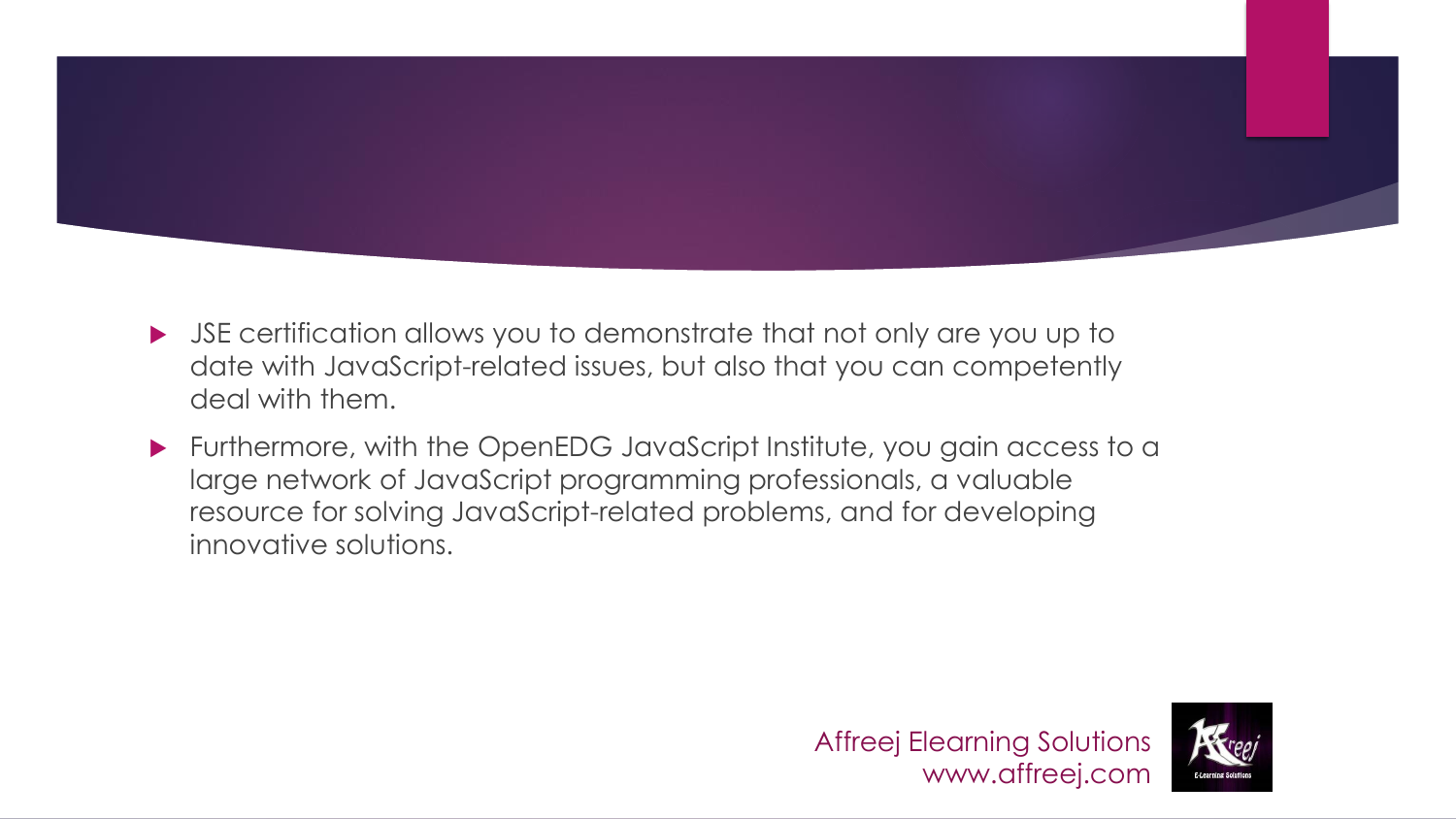- JSE certification allows you to demonstrate that not only are you up to date with JavaScript-related issues, but also that you can competently deal with them.
- Furthermore, with the OpenEDG JavaScript Institute, you gain access to a large network of JavaScript programming professionals, a valuable resource for solving JavaScript-related problems, and for developing innovative solutions.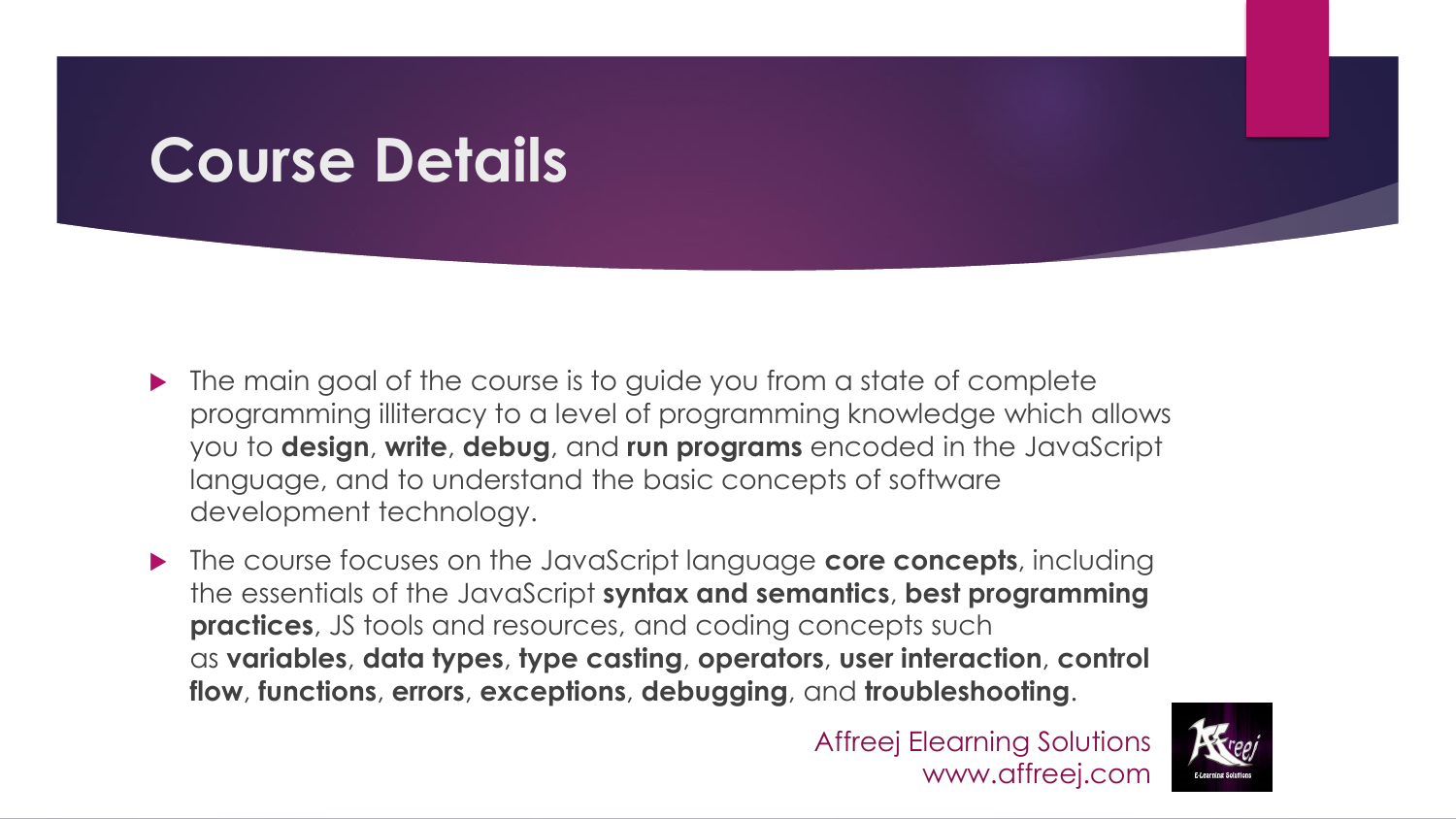# Course Details

- The main goal of the course is to guide you from a state of complete programming illiteracy to a level of programming knowledge which allows you to **design**, **write**, **debug**, and **run programs** encoded in the JavaScript language, and to understand the basic concepts of software development technology.
- The course focuses on the JavaScript language **core concepts**, including the essentials of the JavaScript **syntax and semantics**, **best programming practices**, JS tools and resources, and coding concepts such as **variables**, **data types**, **type casting**, **operators**, **user interaction**, **control flow**, **functions**, **errors**, **exceptions**, **debugging**, and **troubleshooting**.

Affreej Elearning Solutions
www.affreej.com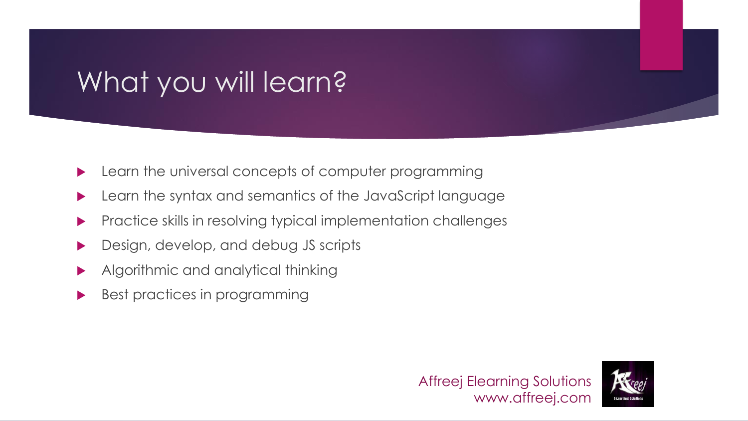# What you will learn?

- Learn the universal concepts of computer programming
- Learn the syntax and semantics of the JavaScript language
- Practice skills in resolving typical implementation challenges
- Design, develop, and debug JS scripts
- Algorithmic and analytical thinking
- Best practices in programming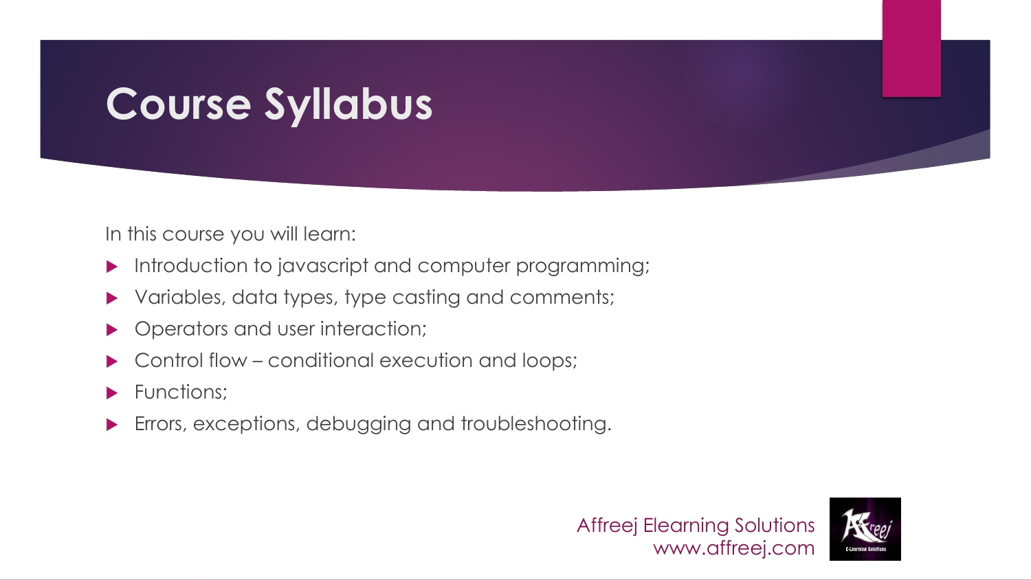# Course Syllabus

In this course you will learn:

- Introduction to javascript and computer programming;
- Variables, data types, type casting and comments;
- Operators and user interaction;
- Control flow – conditional execution and loops;
- Functions;
- Errors, exceptions, debugging and troubleshooting.

Affreej Elearning Solutions
www.affreej.com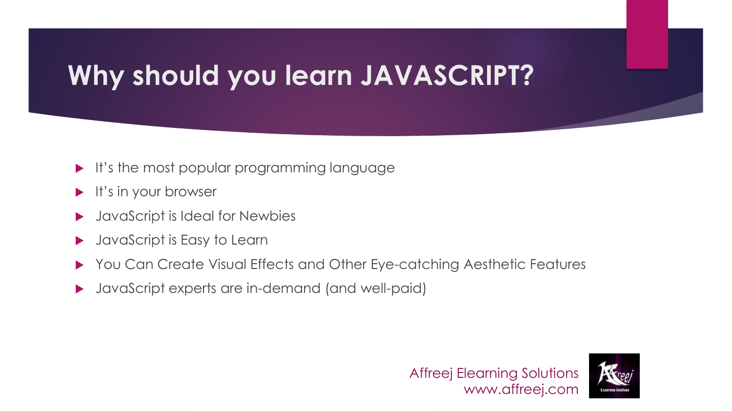# Why should you learn JAVASCRIPT?

- It's the most popular programming language
- It's in your browser
- JavaScript is Ideal for Newbies
- JavaScript is Easy to Learn
- You Can Create Visual Effects and Other Eye-catching Aesthetic Features
- JavaScript experts are in-demand (and well-paid)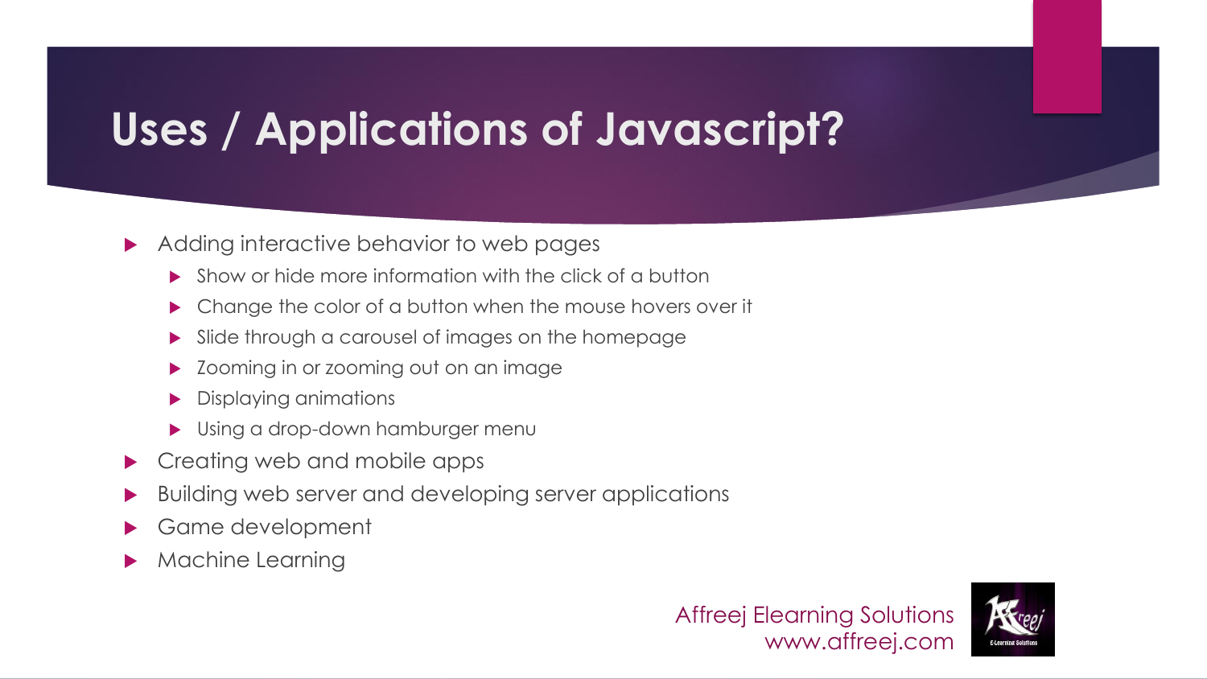# Uses / Applications of Javascript?

- Adding interactive behavior to web pages
  - Show or hide more information with the click of a button
  - Change the color of a button when the mouse hovers over it
  - Slide through a carousel of images on the homepage
  - Zooming in or zooming out on an image
  - Displaying animations
  - Using a drop-down hamburger menu
- Creating web and mobile apps
- Building web server and developing server applications
- Game development
- Machine Learning

Affreej Elearning Solutions
www.affreej.com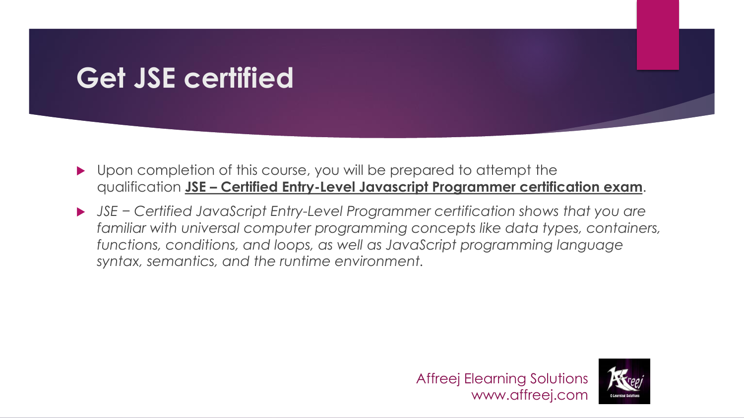# Get JSE certified

- Upon completion of this course, you will be prepared to attempt the qualification **JSE – Certified Entry-Level Javascript Programmer certification exam**.
- *JSE − Certified JavaScript Entry-Level Programmer certification shows that you are familiar with universal computer programming concepts like data types, containers, functions, conditions, and loops, as well as JavaScript programming language syntax, semantics, and the runtime environment.*

Affreej Elearning Solutions
www.affreej.com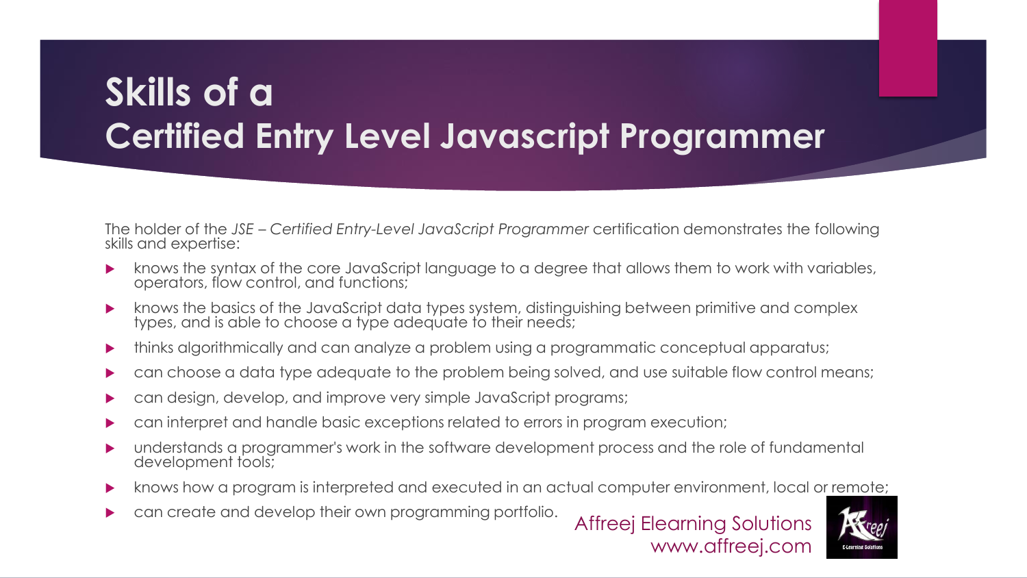# Skills of a Certified Entry Level Javascript Programmer

The holder of the *JSE – Certified Entry-Level JavaScript Programmer* certification demonstrates the following skills and expertise:

- knows the syntax of the core JavaScript language to a degree that allows them to work with variables, operators, flow control, and functions;
- knows the basics of the JavaScript data types system, distinguishing between primitive and complex types, and is able to choose a type adequate to their needs;
- thinks algorithmically and can analyze a problem using a programmatic conceptual apparatus;
- can choose a data type adequate to the problem being solved, and use suitable flow control means;
- can design, develop, and improve very simple JavaScript programs;
- can interpret and handle basic exceptions related to errors in program execution;
- understands a programmer's work in the software development process and the role of fundamental development tools;
- knows how a program is interpreted and executed in an actual computer environment, local or remote;
- can create and develop their own programming portfolio.

Affreej Elearning Solutions
www.affreej.com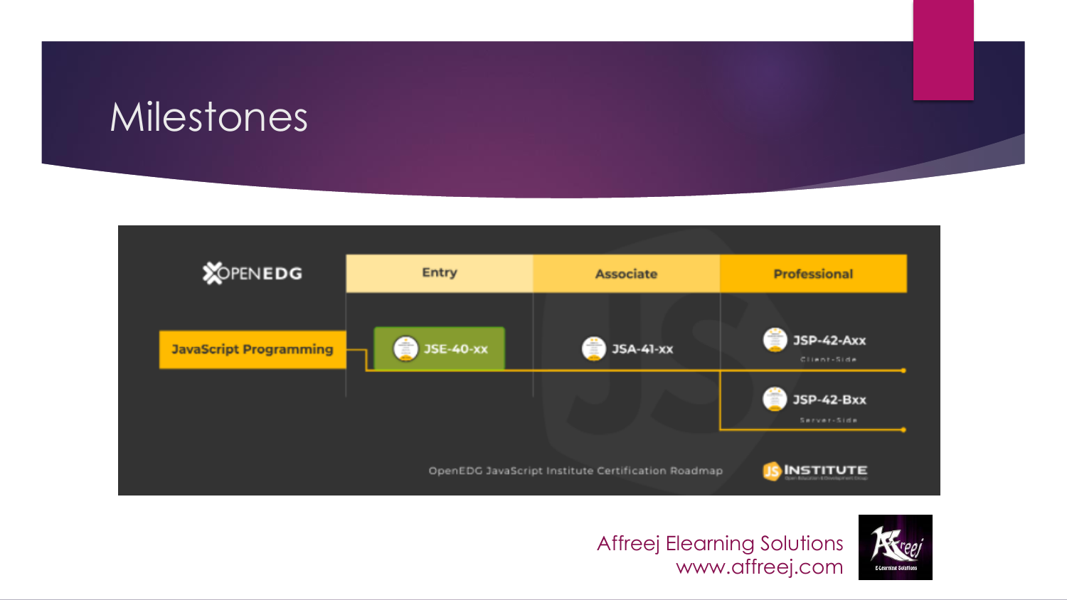# Milestones

OPENEDG

| | Entry | Associate | Professional |
|---|---|---|---|
| JavaScript Programming | JSE-40-xx | JSA-41-xx | JSP-42-Axx Client-Side |
| | | | JSP-42-Bxx Server-Side |

OpenEDG JavaScript Institute Certification Roadmap

JS INSTITUTE

Affreej Elearning Solutions
www.affreej.com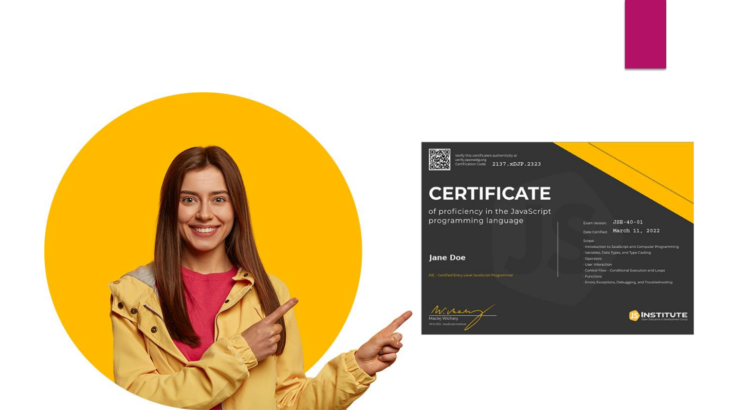Verify this certificate's authenticity at verify.openedg.org
Certification Code: 2137.xDJP.2323

# CERTIFICATE

of proficiency in the JavaScript programming language

**Jane Doe**

JSE – Certified Entry-Level JavaScript Programmer

Exam Version: JSE-40-01

Date Certified: March 11, 2022

Scope:

- Introduction to JavaScript and Computer Programming
- Variables, Data Types, and Type Casting
- Operators
- User Interaction
- Control Flow – Conditional Execution and Loops
- Functions
- Errors, Exceptions, Debugging, and Troubleshooting

Maciej Wichary
VP & CEO, JavaScript Institute

JS INSTITUTE
Open Education & Development Group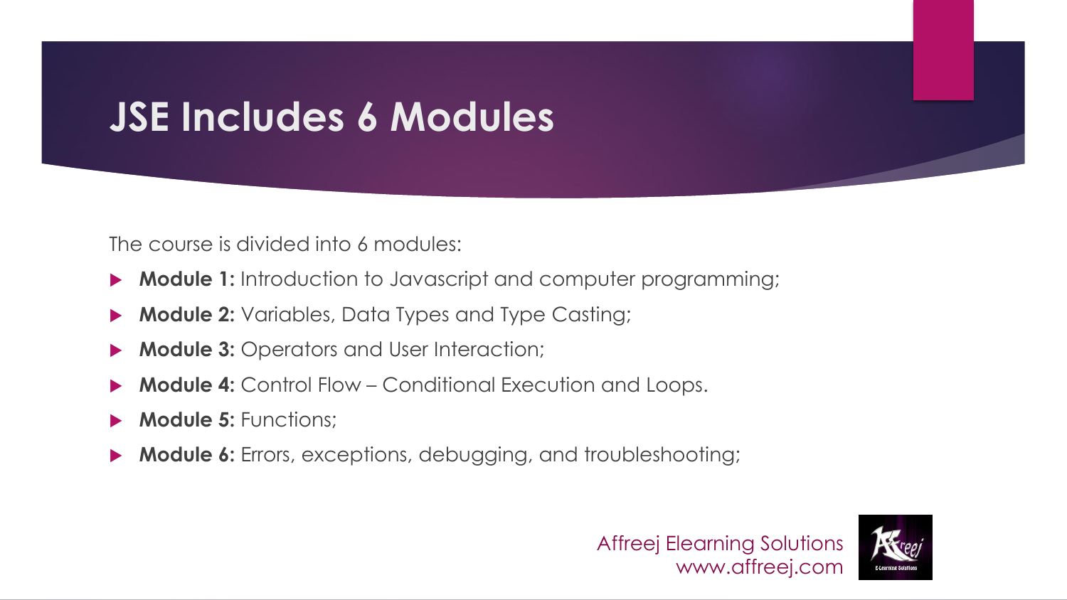# JSE Includes 6 Modules

The course is divided into 6 modules:

- **Module 1:** Introduction to Javascript and computer programming;
- **Module 2:** Variables, Data Types and Type Casting;
- **Module 3:** Operators and User Interaction;
- **Module 4:** Control Flow – Conditional Execution and Loops.
- **Module 5:** Functions;
- **Module 6:** Errors, exceptions, debugging, and troubleshooting;

Affreej Elearning Solutions
www.affreej.com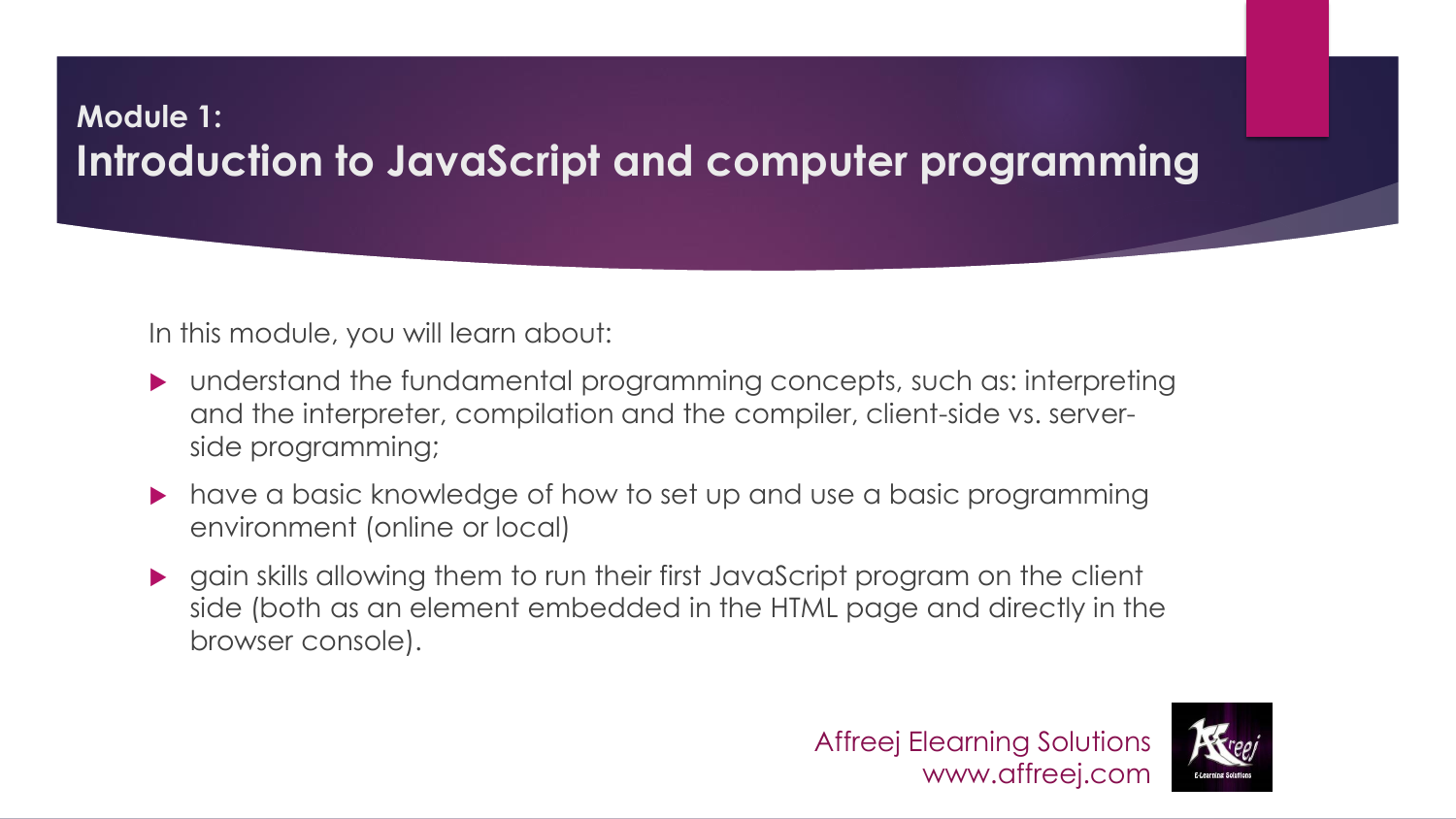## Module 1:

# Introduction to JavaScript and computer programming

In this module, you will learn about:

- understand the fundamental programming concepts, such as: interpreting and the interpreter, compilation and the compiler, client-side vs. server-side programming;
- have a basic knowledge of how to set up and use a basic programming environment (online or local)
- gain skills allowing them to run their first JavaScript program on the client side (both as an element embedded in the HTML page and directly in the browser console).

Affreej Elearning Solutions
www.affreej.com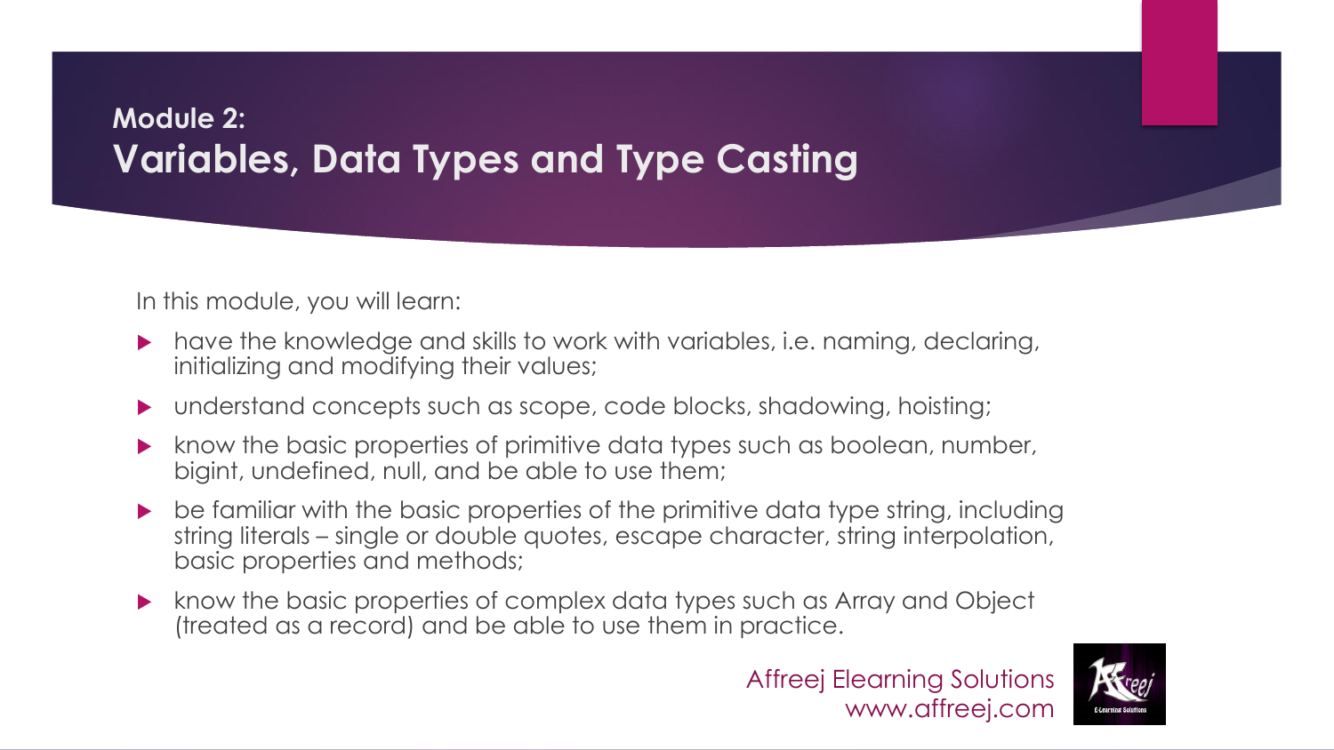# Module 2:
## Variables, Data Types and Type Casting

In this module, you will learn:

- have the knowledge and skills to work with variables, i.e. naming, declaring, initializing and modifying their values;
- understand concepts such as scope, code blocks, shadowing, hoisting;
- know the basic properties of primitive data types such as boolean, number, bigint, undefined, null, and be able to use them;
- be familiar with the basic properties of the primitive data type string, including string literals – single or double quotes, escape character, string interpolation, basic properties and methods;
- know the basic properties of complex data types such as Array and Object (treated as a record) and be able to use them in practice.

Affreej Elearning Solutions
www.affreej.com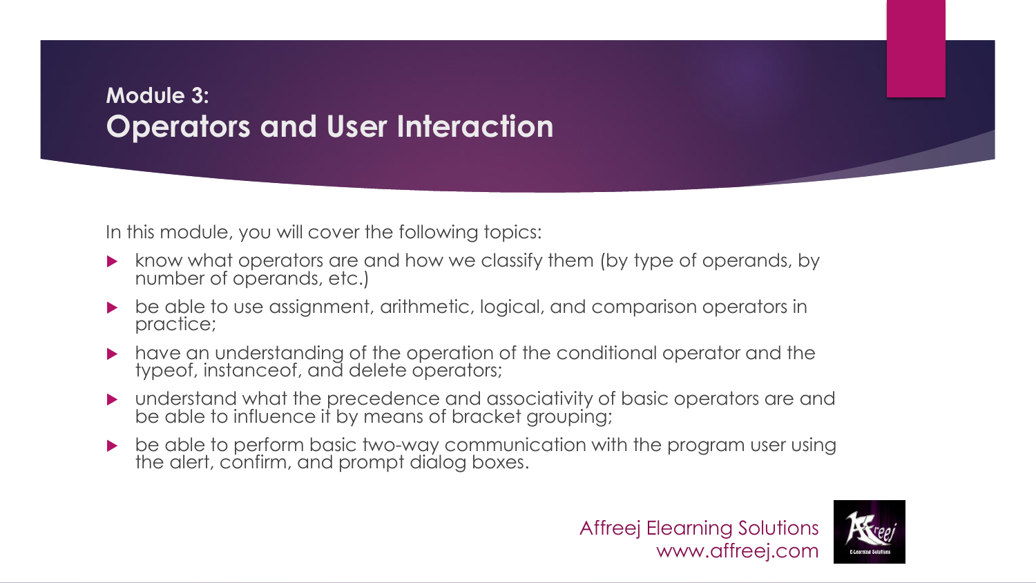## Module 3:
## Operators and User Interaction

In this module, you will cover the following topics:

- know what operators are and how we classify them (by type of operands, by number of operands, etc.)
- be able to use assignment, arithmetic, logical, and comparison operators in practice;
- have an understanding of the operation of the conditional operator and the typeof, instanceof, and delete operators;
- understand what the precedence and associativity of basic operators are and be able to influence it by means of bracket grouping;
- be able to perform basic two-way communication with the program user using the alert, confirm, and prompt dialog boxes.

Affreej Elearning Solutions
www.affreej.com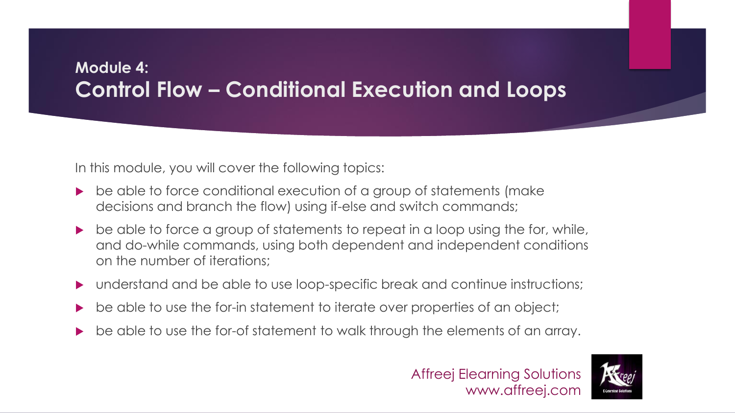# Module 4:
## Control Flow – Conditional Execution and Loops

In this module, you will cover the following topics:

- be able to force conditional execution of a group of statements (make decisions and branch the flow) using if-else and switch commands;
- be able to force a group of statements to repeat in a loop using the for, while, and do-while commands, using both dependent and independent conditions on the number of iterations;
- understand and be able to use loop-specific break and continue instructions;
- be able to use the for-in statement to iterate over properties of an object;
- be able to use the for-of statement to walk through the elements of an array.

Affreej Elearning Solutions
www.affreej.com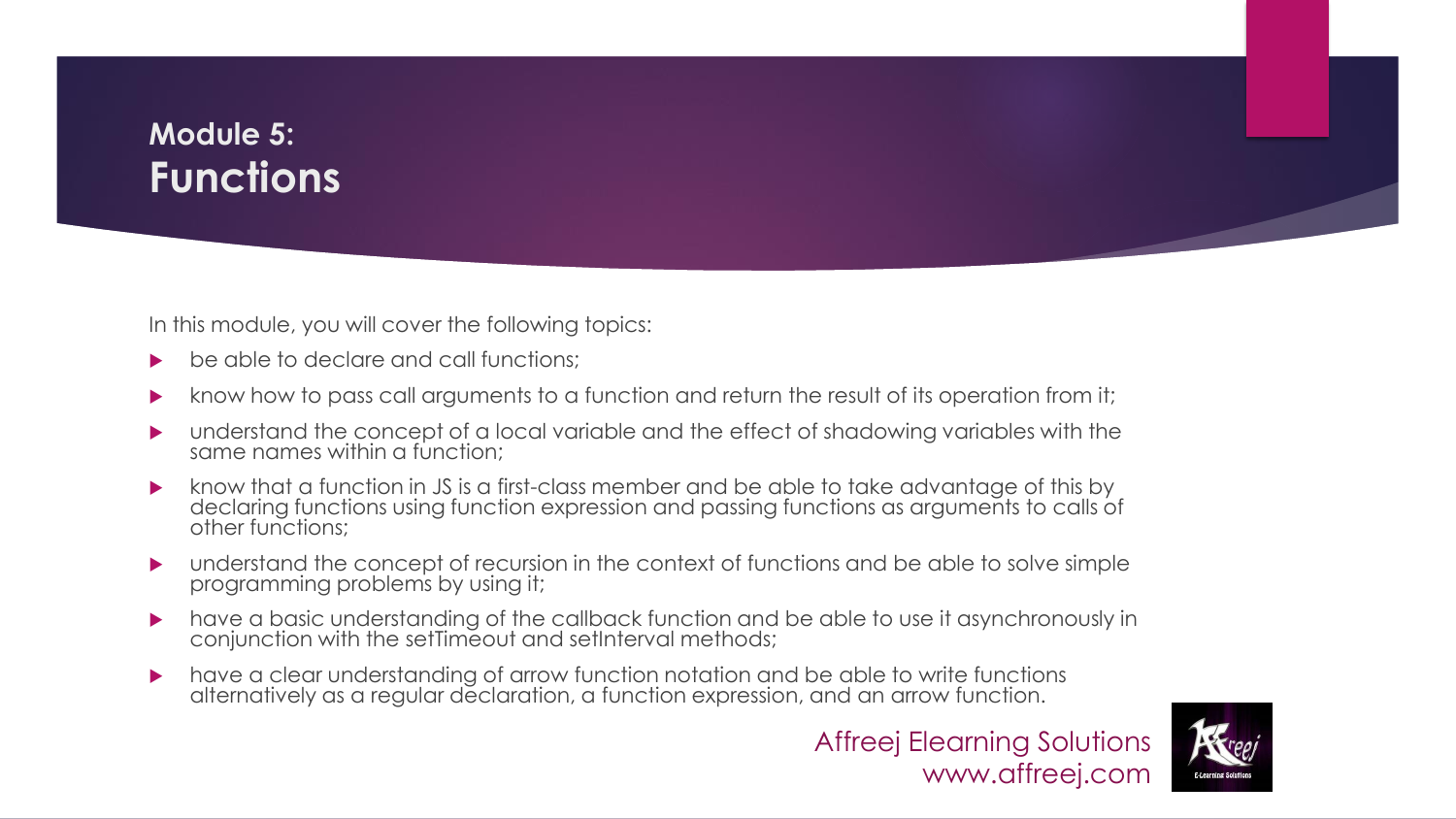# Module 5: Functions

In this module, you will cover the following topics:

- be able to declare and call functions;
- know how to pass call arguments to a function and return the result of its operation from it;
- understand the concept of a local variable and the effect of shadowing variables with the same names within a function;
- know that a function in JS is a first-class member and be able to take advantage of this by declaring functions using function expression and passing functions as arguments to calls of other functions;
- understand the concept of recursion in the context of functions and be able to solve simple programming problems by using it;
- have a basic understanding of the callback function and be able to use it asynchronously in conjunction with the setTimeout and setInterval methods;
- have a clear understanding of arrow function notation and be able to write functions alternatively as a regular declaration, a function expression, and an arrow function.

Affreej Elearning Solutions
www.affreej.com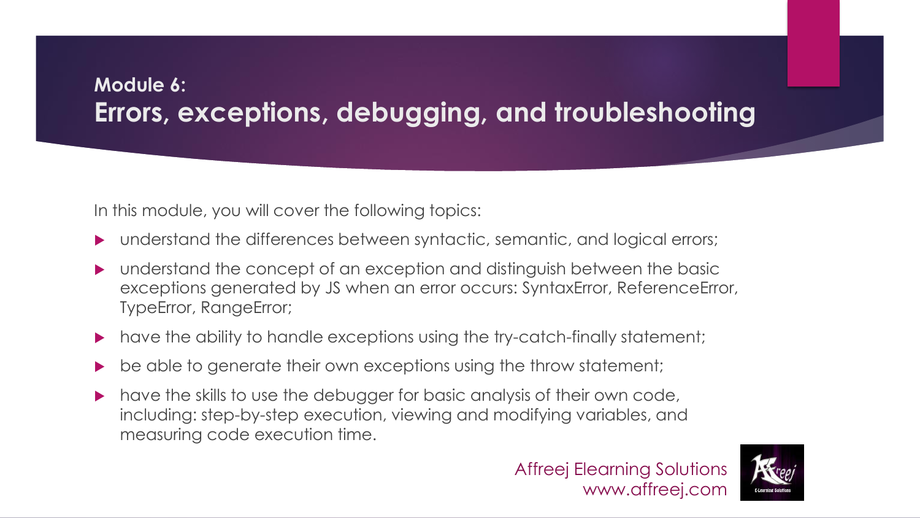## Module 6:
# Errors, exceptions, debugging, and troubleshooting

In this module, you will cover the following topics:

- understand the differences between syntactic, semantic, and logical errors;
- understand the concept of an exception and distinguish between the basic exceptions generated by JS when an error occurs: SyntaxError, ReferenceError, TypeError, RangeError;
- have the ability to handle exceptions using the try-catch-finally statement;
- be able to generate their own exceptions using the throw statement;
- have the skills to use the debugger for basic analysis of their own code, including: step-by-step execution, viewing and modifying variables, and measuring code execution time.

Affreej Elearning Solutions
www.affreej.com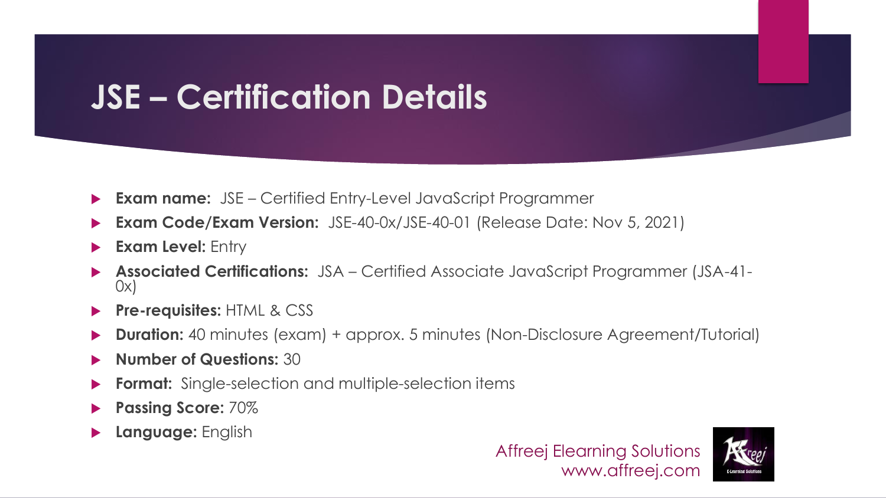# JSE – Certification Details

- **Exam name:** JSE – Certified Entry-Level JavaScript Programmer
- **Exam Code/Exam Version:** JSE-40-0x/JSE-40-01 (Release Date: Nov 5, 2021)
- **Exam Level:** Entry
- **Associated Certifications:** JSA – Certified Associate JavaScript Programmer (JSA-41-0x)
- **Pre-requisites:** HTML & CSS
- **Duration:** 40 minutes (exam) + approx. 5 minutes (Non-Disclosure Agreement/Tutorial)
- **Number of Questions:** 30
- **Format:** Single-selection and multiple-selection items
- **Passing Score:** 70%
- **Language:** English

Affreej Elearning Solutions
www.affreej.com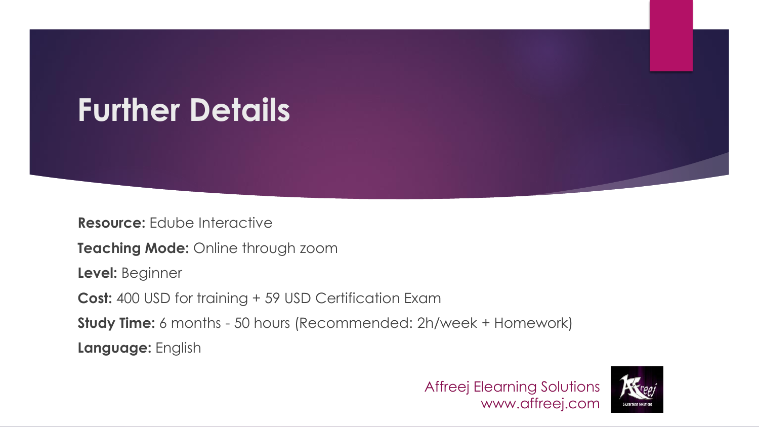# Further Details

**Resource:** Edube Interactive

**Teaching Mode:** Online through zoom

**Level:** Beginner

**Cost:** 400 USD for training + 59 USD Certification Exam

**Study Time:** 6 months - 50 hours (Recommended: 2h/week + Homework)

**Language:** English

Affreej Elearning Solutions
www.affreej.com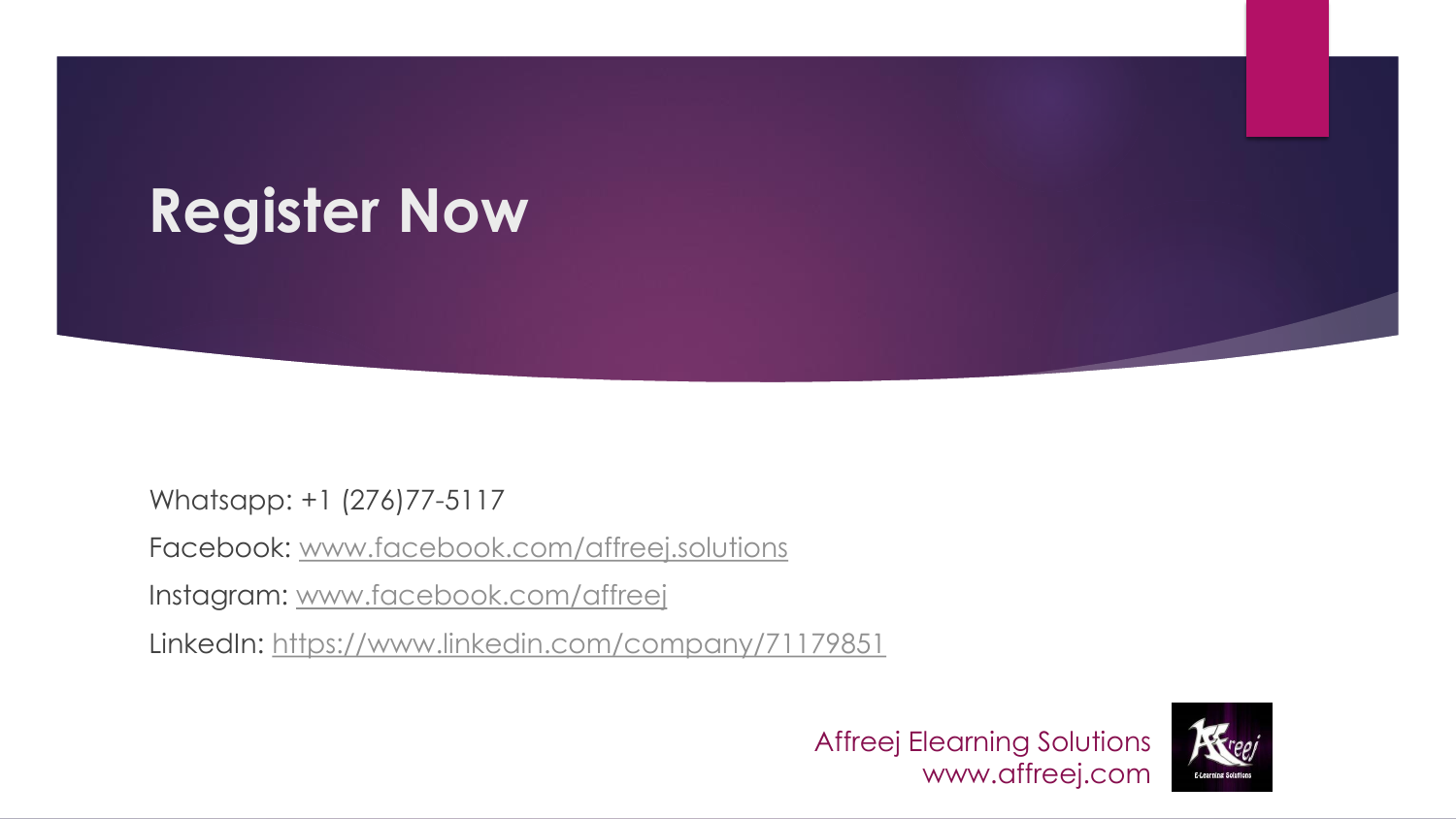# Register Now

Whatsapp: +1 (276)77-5117

Facebook: www.facebook.com/affreej.solutions

Instagram: www.facebook.com/affreej

LinkedIn: https://www.linkedin.com/company/71179851

Affreej Elearning Solutions
www.affreej.com